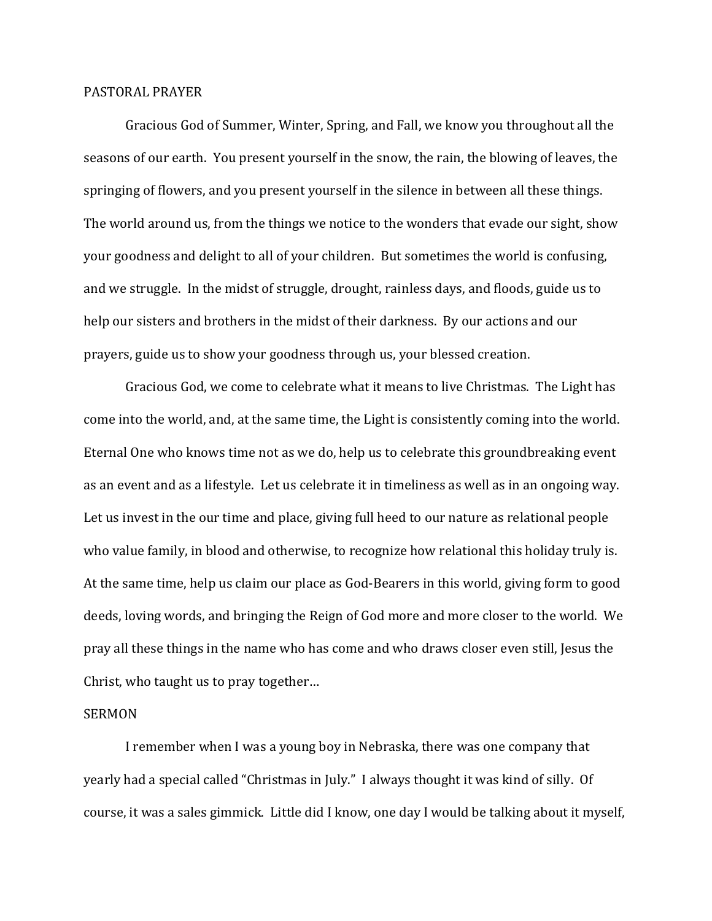## PASTORAL PRAYER

Gracious God of Summer, Winter, Spring, and Fall, we know you throughout all the seasons of our earth. You present yourself in the snow, the rain, the blowing of leaves, the springing of flowers, and you present yourself in the silence in between all these things. The world around us, from the things we notice to the wonders that evade our sight, show your goodness and delight to all of your children. But sometimes the world is confusing, and we struggle. In the midst of struggle, drought, rainless days, and floods, guide us to help our sisters and brothers in the midst of their darkness. By our actions and our prayers, guide us to show your goodness through us, your blessed creation.

Gracious God, we come to celebrate what it means to live Christmas. The Light has come into the world, and, at the same time, the Light is consistently coming into the world. Eternal One who knows time not as we do, help us to celebrate this groundbreaking event as an event and as a lifestyle. Let us celebrate it in timeliness as well as in an ongoing way. Let us invest in the our time and place, giving full heed to our nature as relational people who value family, in blood and otherwise, to recognize how relational this holiday truly is. At the same time, help us claim our place as God-Bearers in this world, giving form to good deeds, loving words, and bringing the Reign of God more and more closer to the world. We pray all these things in the name who has come and who draws closer even still, Jesus the Christ, who taught us to pray together…

## SERMON

I remember when I was a young boy in Nebraska, there was one company that yearly had a special called "Christmas in July." I always thought it was kind of silly. Of course, it was a sales gimmick. Little did I know, one day I would be talking about it myself,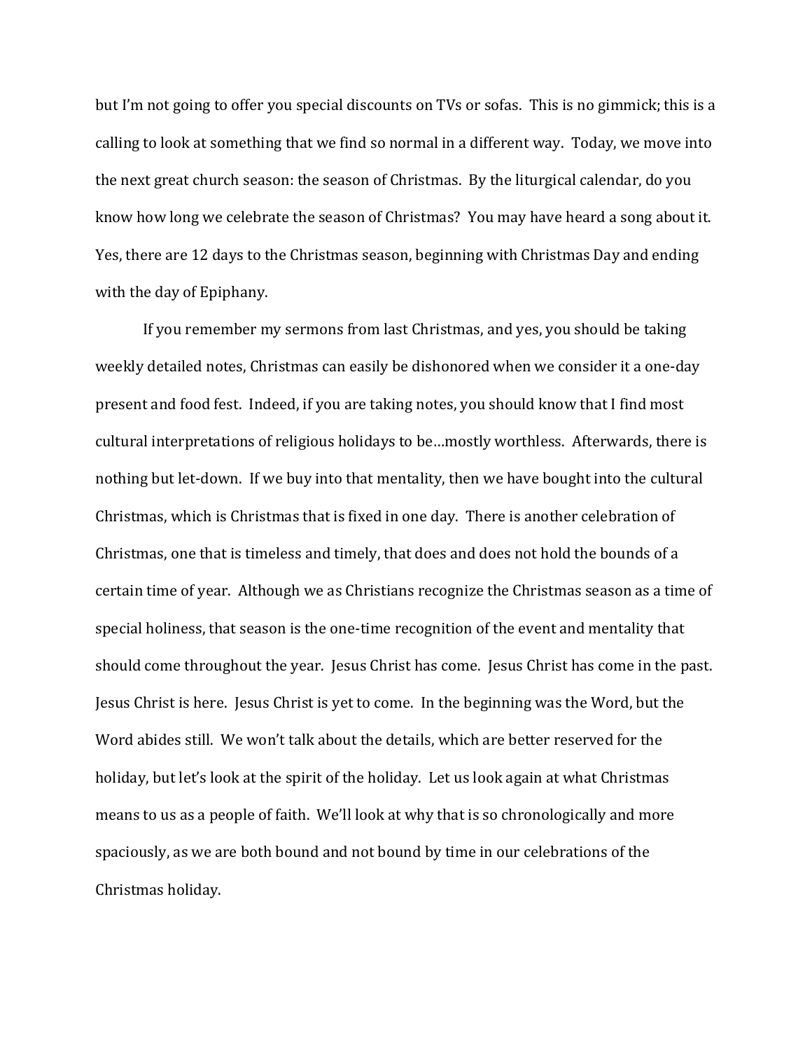but I'm not going to offer you special discounts on TVs or sofas. This is no gimmick; this is a calling to look at something that we find so normal in a different way. Today, we move into the next great church season: the season of Christmas. By the liturgical calendar, do you know how long we celebrate the season of Christmas? You may have heard a song about it. Yes, there are 12 days to the Christmas season, beginning with Christmas Day and ending with the day of Epiphany.

If you remember my sermons from last Christmas, and yes, you should be taking weekly detailed notes, Christmas can easily be dishonored when we consider it a one-day present and food fest. Indeed, if you are taking notes, you should know that I find most cultural interpretations of religious holidays to be…mostly worthless. Afterwards, there is nothing but let-down. If we buy into that mentality, then we have bought into the cultural Christmas, which is Christmas that is fixed in one day. There is another celebration of Christmas, one that is timeless and timely, that does and does not hold the bounds of a certain time of year. Although we as Christians recognize the Christmas season as a time of special holiness, that season is the one-time recognition of the event and mentality that should come throughout the year. Jesus Christ has come. Jesus Christ has come in the past. Jesus Christ is here. Jesus Christ is yet to come. In the beginning was the Word, but the Word abides still. We won't talk about the details, which are better reserved for the holiday, but let's look at the spirit of the holiday. Let us look again at what Christmas means to us as a people of faith. We'll look at why that is so chronologically and more spaciously, as we are both bound and not bound by time in our celebrations of the Christmas holiday.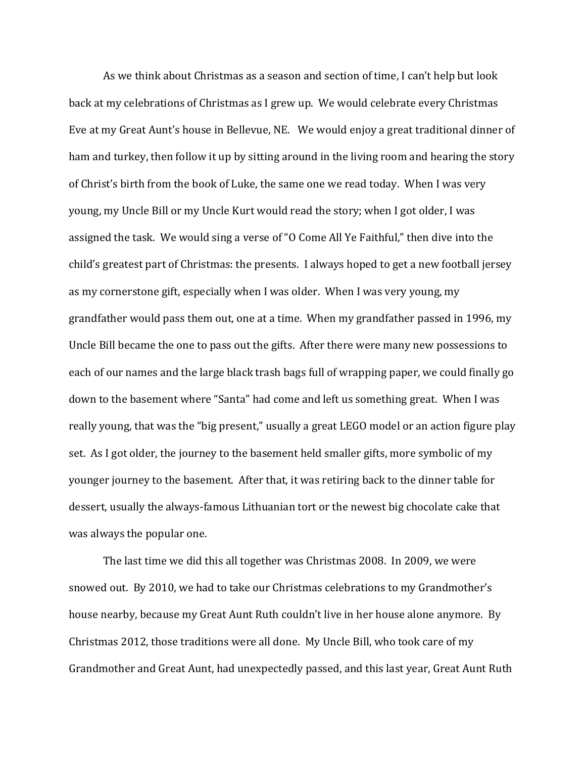As we think about Christmas as a season and section of time, I can't help but look back at my celebrations of Christmas as I grew up. We would celebrate every Christmas Eve at my Great Aunt's house in Bellevue, NE. We would enjoy a great traditional dinner of ham and turkey, then follow it up by sitting around in the living room and hearing the story of Christ's birth from the book of Luke, the same one we read today. When I was very young, my Uncle Bill or my Uncle Kurt would read the story; when I got older, I was assigned the task. We would sing a verse of "O Come All Ye Faithful," then dive into the child's greatest part of Christmas: the presents. I always hoped to get a new football jersey as my cornerstone gift, especially when I was older. When I was very young, my grandfather would pass them out, one at a time. When my grandfather passed in 1996, my Uncle Bill became the one to pass out the gifts. After there were many new possessions to each of our names and the large black trash bags full of wrapping paper, we could finally go down to the basement where "Santa" had come and left us something great. When I was really young, that was the "big present," usually a great LEGO model or an action figure play set. As I got older, the journey to the basement held smaller gifts, more symbolic of my younger journey to the basement. After that, it was retiring back to the dinner table for dessert, usually the always-famous Lithuanian tort or the newest big chocolate cake that was always the popular one.

The last time we did this all together was Christmas 2008. In 2009, we were snowed out. By 2010, we had to take our Christmas celebrations to my Grandmother's house nearby, because my Great Aunt Ruth couldn't live in her house alone anymore. By Christmas 2012, those traditions were all done. My Uncle Bill, who took care of my Grandmother and Great Aunt, had unexpectedly passed, and this last year, Great Aunt Ruth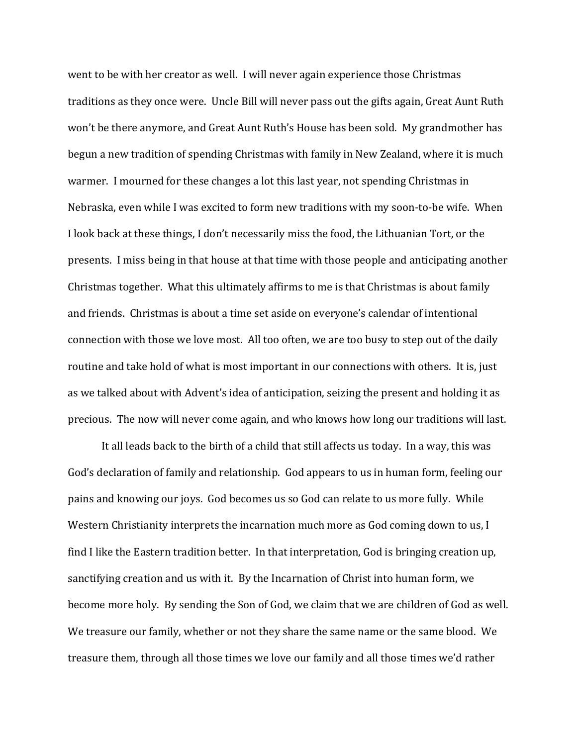went to be with her creator as well. I will never again experience those Christmas traditions as they once were. Uncle Bill will never pass out the gifts again, Great Aunt Ruth won't be there anymore, and Great Aunt Ruth's House has been sold. My grandmother has begun a new tradition of spending Christmas with family in New Zealand, where it is much warmer. I mourned for these changes a lot this last year, not spending Christmas in Nebraska, even while I was excited to form new traditions with my soon-to-be wife. When I look back at these things, I don't necessarily miss the food, the Lithuanian Tort, or the presents. I miss being in that house at that time with those people and anticipating another Christmas together. What this ultimately affirms to me is that Christmas is about family and friends. Christmas is about a time set aside on everyone's calendar of intentional connection with those we love most. All too often, we are too busy to step out of the daily routine and take hold of what is most important in our connections with others. It is, just as we talked about with Advent's idea of anticipation, seizing the present and holding it as precious. The now will never come again, and who knows how long our traditions will last.

It all leads back to the birth of a child that still affects us today. In a way, this was God's declaration of family and relationship. God appears to us in human form, feeling our pains and knowing our joys. God becomes us so God can relate to us more fully. While Western Christianity interprets the incarnation much more as God coming down to us, I find I like the Eastern tradition better. In that interpretation, God is bringing creation up, sanctifying creation and us with it. By the Incarnation of Christ into human form, we become more holy. By sending the Son of God, we claim that we are children of God as well. We treasure our family, whether or not they share the same name or the same blood. We treasure them, through all those times we love our family and all those times we'd rather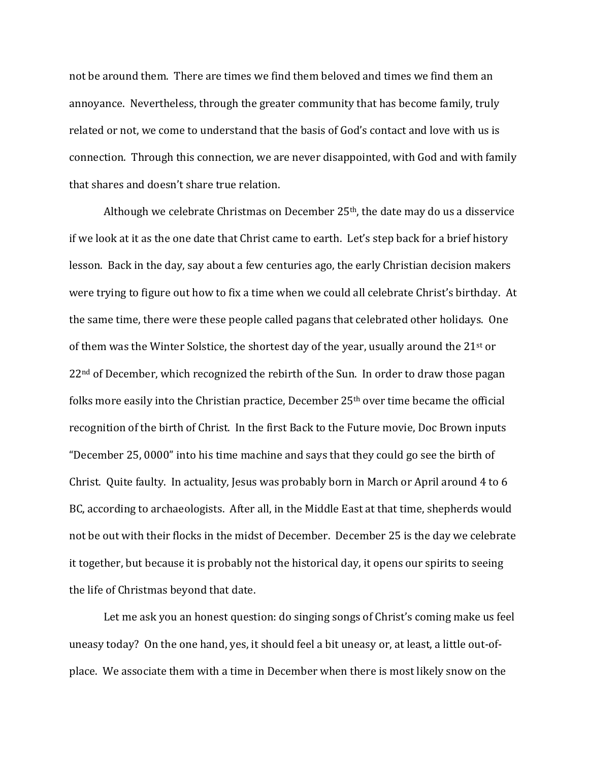not be around them. There are times we find them beloved and times we find them an annoyance. Nevertheless, through the greater community that has become family, truly related or not, we come to understand that the basis of God's contact and love with us is connection. Through this connection, we are never disappointed, with God and with family that shares and doesn't share true relation.

Although we celebrate Christmas on December 25th, the date may do us a disservice if we look at it as the one date that Christ came to earth. Let's step back for a brief history lesson. Back in the day, say about a few centuries ago, the early Christian decision makers were trying to figure out how to fix a time when we could all celebrate Christ's birthday. At the same time, there were these people called pagans that celebrated other holidays. One of them was the Winter Solstice, the shortest day of the year, usually around the 21st or 22nd of December, which recognized the rebirth of the Sun. In order to draw those pagan folks more easily into the Christian practice, December 25th over time became the official recognition of the birth of Christ. In the first Back to the Future movie, Doc Brown inputs "December 25, 0000" into his time machine and says that they could go see the birth of Christ. Quite faulty. In actuality, Jesus was probably born in March or April around 4 to 6 BC, according to archaeologists. After all, in the Middle East at that time, shepherds would not be out with their flocks in the midst of December. December 25 is the day we celebrate it together, but because it is probably not the historical day, it opens our spirits to seeing the life of Christmas beyond that date.

Let me ask you an honest question: do singing songs of Christ's coming make us feel uneasy today? On the one hand, yes, it should feel a bit uneasy or, at least, a little out-of-place. We associate them with a time in December when there is most likely snow on the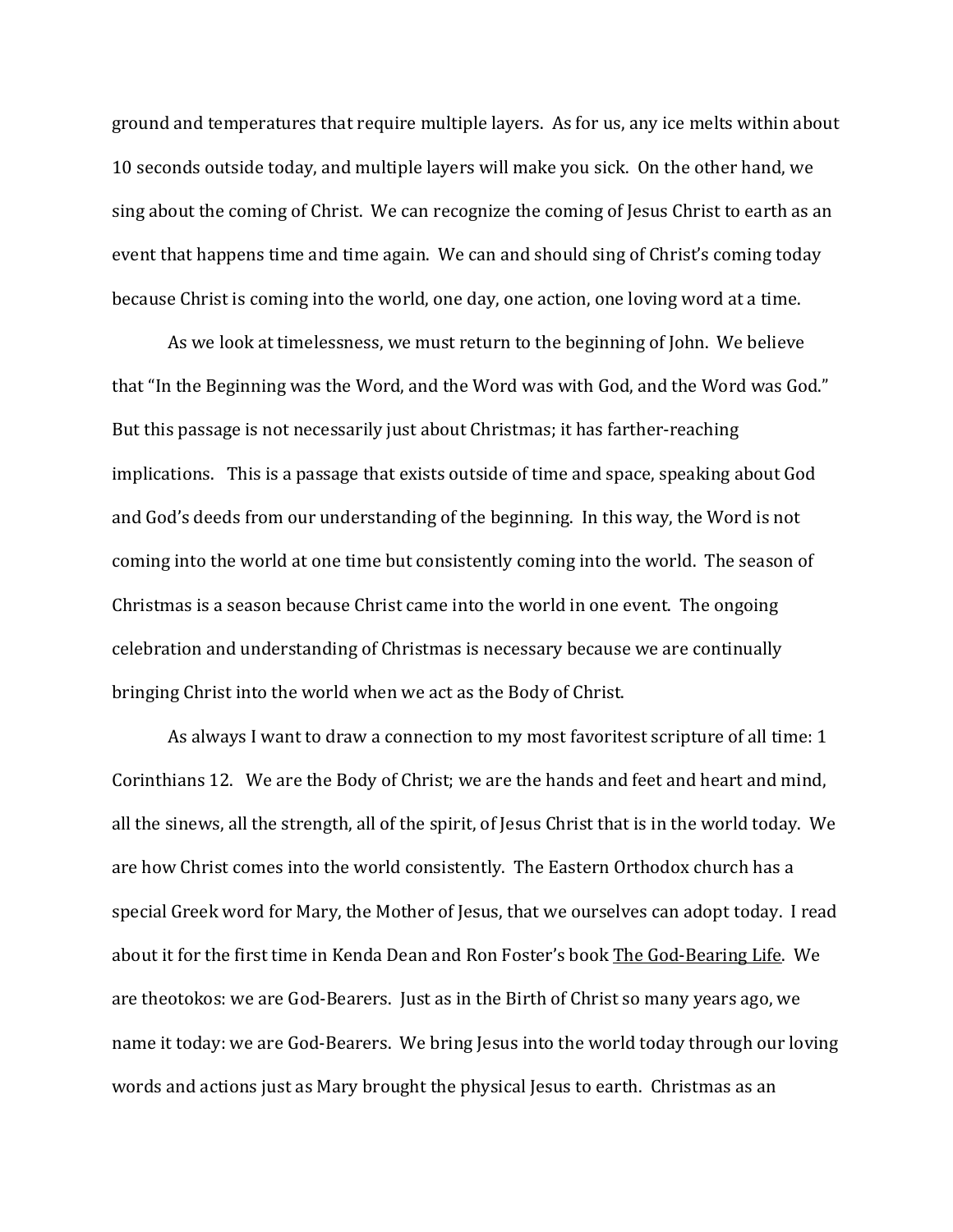ground and temperatures that require multiple layers. As for us, any ice melts within about 10 seconds outside today, and multiple layers will make you sick. On the other hand, we sing about the coming of Christ. We can recognize the coming of Jesus Christ to earth as an event that happens time and time again. We can and should sing of Christ's coming today because Christ is coming into the world, one day, one action, one loving word at a time.

As we look at timelessness, we must return to the beginning of John. We believe that "In the Beginning was the Word, and the Word was with God, and the Word was God." But this passage is not necessarily just about Christmas; it has farther-reaching implications. This is a passage that exists outside of time and space, speaking about God and God's deeds from our understanding of the beginning. In this way, the Word is not coming into the world at one time but consistently coming into the world. The season of Christmas is a season because Christ came into the world in one event. The ongoing celebration and understanding of Christmas is necessary because we are continually bringing Christ into the world when we act as the Body of Christ.

As always I want to draw a connection to my most favoritest scripture of all time: 1 Corinthians 12. We are the Body of Christ; we are the hands and feet and heart and mind, all the sinews, all the strength, all of the spirit, of Jesus Christ that is in the world today. We are how Christ comes into the world consistently. The Eastern Orthodox church has a special Greek word for Mary, the Mother of Jesus, that we ourselves can adopt today. I read about it for the first time in Kenda Dean and Ron Foster's book <u>The God-Bearing Life</u>. We are theotokos: we are God-Bearers. Just as in the Birth of Christ so many years ago, we name it today: we are God-Bearers. We bring Jesus into the world today through our loving words and actions just as Mary brought the physical Jesus to earth. Christmas as an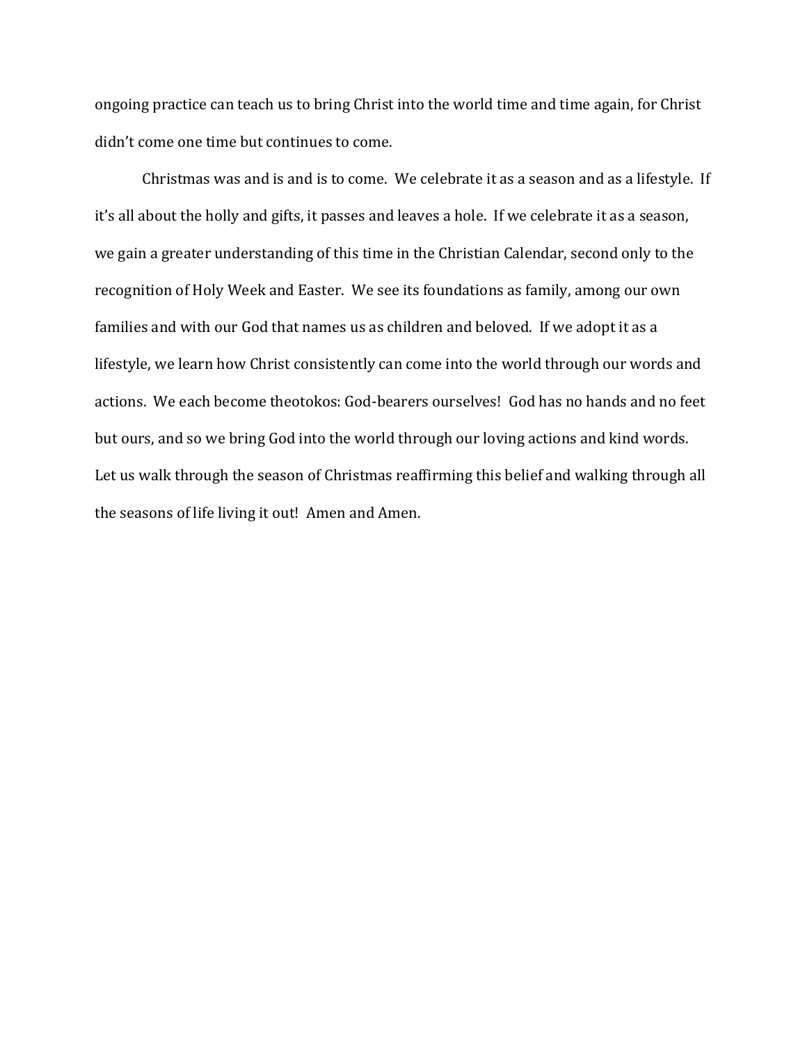ongoing practice can teach us to bring Christ into the world time and time again, for Christ didn't come one time but continues to come.

Christmas was and is and is to come. We celebrate it as a season and as a lifestyle. If it's all about the holly and gifts, it passes and leaves a hole. If we celebrate it as a season, we gain a greater understanding of this time in the Christian Calendar, second only to the recognition of Holy Week and Easter. We see its foundations as family, among our own families and with our God that names us as children and beloved. If we adopt it as a lifestyle, we learn how Christ consistently can come into the world through our words and actions. We each become theotokos: God-bearers ourselves! God has no hands and no feet but ours, and so we bring God into the world through our loving actions and kind words. Let us walk through the season of Christmas reaffirming this belief and walking through all the seasons of life living it out! Amen and Amen.